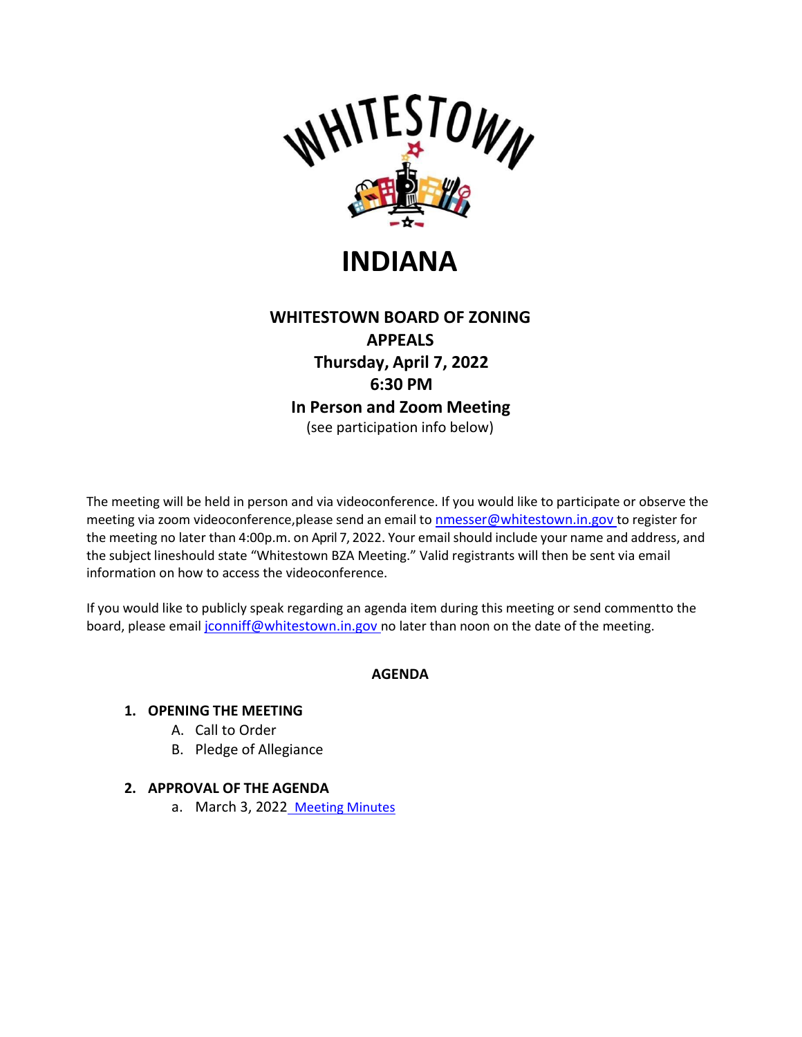# INDIANA

## WHITESTOWN BOARD OF ZONING APPEALS

**Thursday, April 7, 2022**

**6:30 PM**

**In Person and Zoom Meeting**

(see participation info below)

The meeting will be held in person and via videoconference. If you would like to participate or observe the meeting via zoom videoconference,please send an email to nmesser@whitestown.in.gov to register for the meeting no later than 4:00p.m. on April 7, 2022. Your email should include your name and address, and the subject lineshould state "Whitestown BZA Meeting." Valid registrants will then be sent via email information on how to access the videoconference.

If you would like to publicly speak regarding an agenda item during this meeting or send commentto the board, please email jconniff@whitestown.in.gov no later than noon on the date of the meeting.

**AGENDA**

1. **OPENING THE MEETING**
   - A. Call to Order
   - B. Pledge of Allegiance

2. **APPROVAL OF THE AGENDA**
   - a. March 3, 2022 Meeting Minutes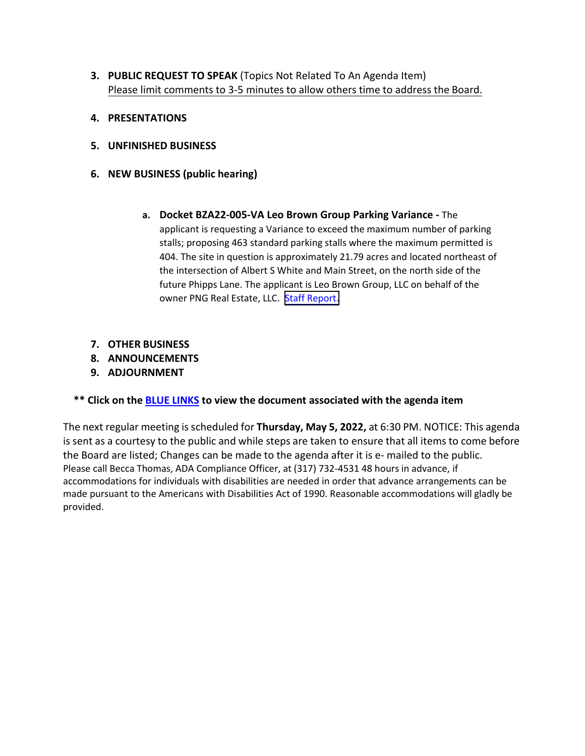3. **PUBLIC REQUEST TO SPEAK** (Topics Not Related To An Agenda Item)
   Please limit comments to 3-5 minutes to allow others time to address the Board.

4. **PRESENTATIONS**

5. **UNFINISHED BUSINESS**

6. **NEW BUSINESS (public hearing)**

   a. **Docket BZA22-005-VA Leo Brown Group Parking Variance -** The applicant is requesting a Variance to exceed the maximum number of parking stalls; proposing 463 standard parking stalls where the maximum permitted is 404. The site in question is approximately 21.79 acres and located northeast of the intersection of Albert S White and Main Street, on the north side of the future Phipps Lane. The applicant is Leo Brown Group, LLC on behalf of the owner PNG Real Estate, LLC. Staff Report.

7. **OTHER BUSINESS**
8. **ANNOUNCEMENTS**
9. **ADJOURNMENT**

**\*\* Click on the BLUE LINKS to view the document associated with the agenda item**

The next regular meeting is scheduled for **Thursday, May 5, 2022,** at 6:30 PM. NOTICE: This agenda is sent as a courtesy to the public and while steps are taken to ensure that all items to come before the Board are listed; Changes can be made to the agenda after it is e- mailed to the public. Please call Becca Thomas, ADA Compliance Officer, at (317) 732-4531 48 hours in advance, if accommodations for individuals with disabilities are needed in order that advance arrangements can be made pursuant to the Americans with Disabilities Act of 1990. Reasonable accommodations will gladly be provided.